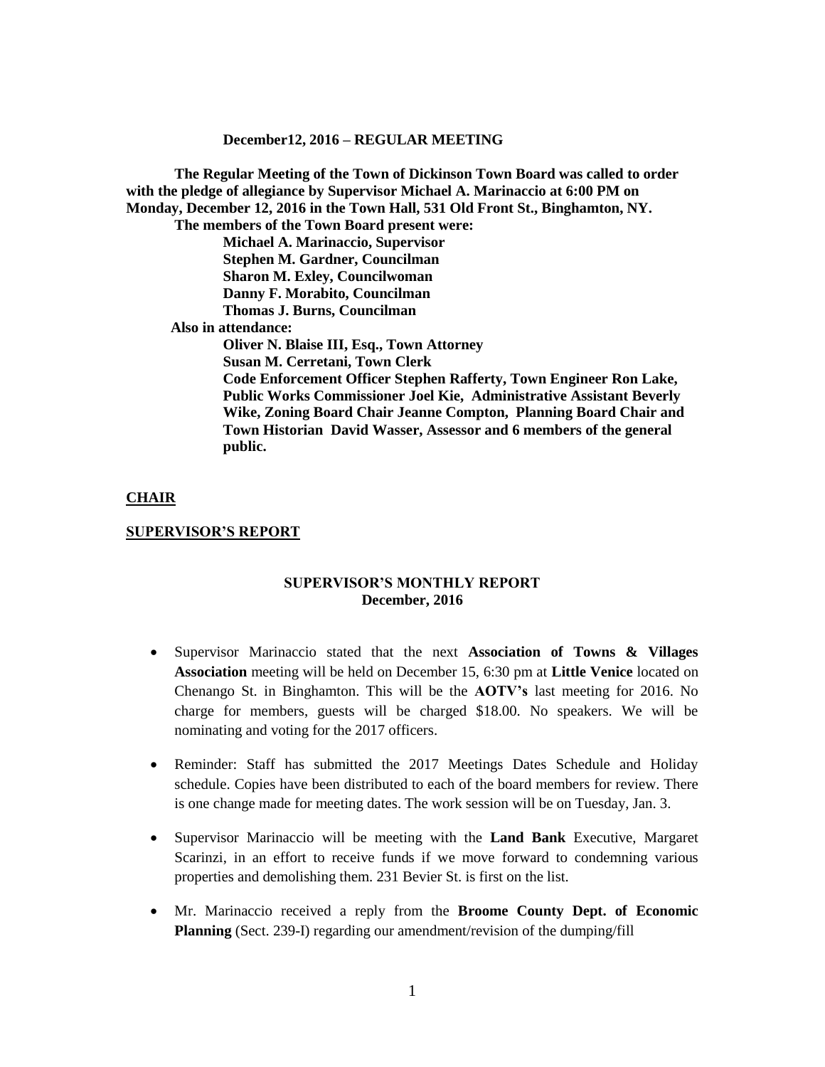**December12, 2016 – REGULAR MEETING**

**The Regular Meeting of the Town of Dickinson Town Board was called to order with the pledge of allegiance by Supervisor Michael A. Marinaccio at 6:00 PM on Monday, December 12, 2016 in the Town Hall, 531 Old Front St., Binghamton, NY.**

**The members of the Town Board present were:**

**Michael A. Marinaccio, Supervisor**
**Stephen M. Gardner, Councilman**
**Sharon M. Exley, Councilwoman**
**Danny F. Morabito, Councilman**
**Thomas J. Burns, Councilman**

**Also in attendance:**

**Oliver N. Blaise III, Esq., Town Attorney**
**Susan M. Cerretani, Town Clerk**
**Code Enforcement Officer Stephen Rafferty, Town Engineer Ron Lake, Public Works Commissioner Joel Kie, Administrative Assistant Beverly Wike, Zoning Board Chair Jeanne Compton, Planning Board Chair and Town Historian David Wasser, Assessor and 6 members of the general public.**

**CHAIR**

**SUPERVISOR'S REPORT**

**SUPERVISOR'S MONTHLY REPORT**
**December, 2016**

- Supervisor Marinaccio stated that the next **Association of Towns & Villages Association** meeting will be held on December 15, 6:30 pm at **Little Venice** located on Chenango St. in Binghamton. This will be the **AOTV's** last meeting for 2016. No charge for members, guests will be charged $18.00. No speakers. We will be nominating and voting for the 2017 officers.
- Reminder: Staff has submitted the 2017 Meetings Dates Schedule and Holiday schedule. Copies have been distributed to each of the board members for review. There is one change made for meeting dates. The work session will be on Tuesday, Jan. 3.
- Supervisor Marinaccio will be meeting with the **Land Bank** Executive, Margaret Scarinzi, in an effort to receive funds if we move forward to condemning various properties and demolishing them. 231 Bevier St. is first on the list.
- Mr. Marinaccio received a reply from the **Broome County Dept. of Economic Planning** (Sect. 239-I) regarding our amendment/revision of the dumping/fill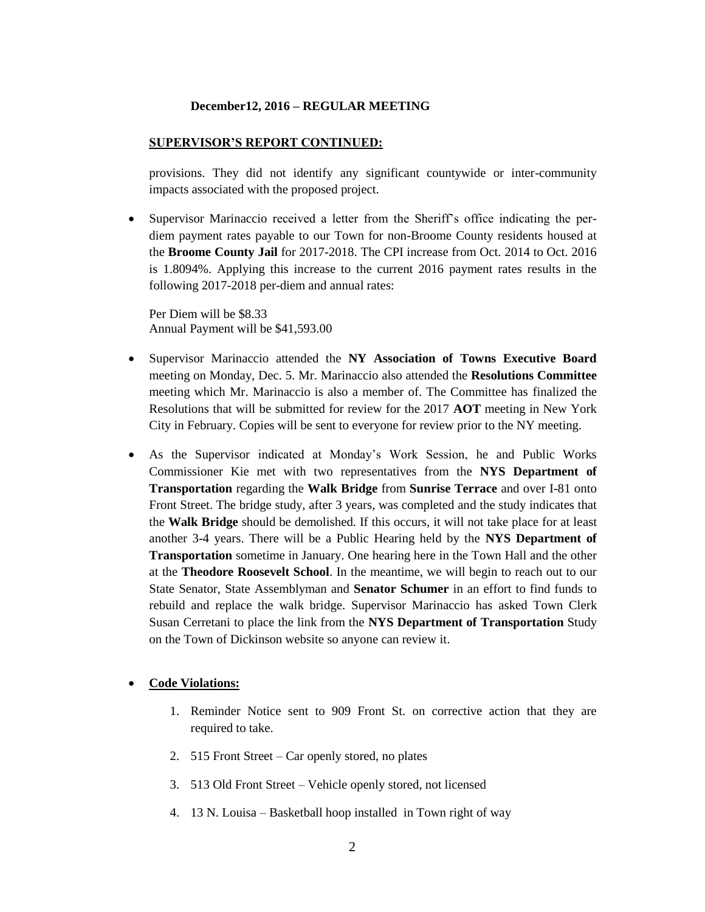**December12, 2016 – REGULAR MEETING**

**SUPERVISOR'S REPORT CONTINUED:**

provisions. They did not identify any significant countywide or inter-community impacts associated with the proposed project.

- Supervisor Marinaccio received a letter from the Sheriff's office indicating the per-diem payment rates payable to our Town for non-Broome County residents housed at the **Broome County Jail** for 2017-2018. The CPI increase from Oct. 2014 to Oct. 2016 is 1.8094%. Applying this increase to the current 2016 payment rates results in the following 2017-2018 per-diem and annual rates:

  Per Diem will be $8.33
  Annual Payment will be $41,593.00

- Supervisor Marinaccio attended the **NY Association of Towns Executive Board** meeting on Monday, Dec. 5. Mr. Marinaccio also attended the **Resolutions Committee** meeting which Mr. Marinaccio is also a member of. The Committee has finalized the Resolutions that will be submitted for review for the 2017 **AOT** meeting in New York City in February. Copies will be sent to everyone for review prior to the NY meeting.

- As the Supervisor indicated at Monday's Work Session, he and Public Works Commissioner Kie met with two representatives from the **NYS Department of Transportation** regarding the **Walk Bridge** from **Sunrise Terrace** and over I-81 onto Front Street. The bridge study, after 3 years, was completed and the study indicates that the **Walk Bridge** should be demolished. If this occurs, it will not take place for at least another 3-4 years. There will be a Public Hearing held by the **NYS Department of Transportation** sometime in January. One hearing here in the Town Hall and the other at the **Theodore Roosevelt School**. In the meantime, we will begin to reach out to our State Senator, State Assemblyman and **Senator Schumer** in an effort to find funds to rebuild and replace the walk bridge. Supervisor Marinaccio has asked Town Clerk Susan Cerretani to place the link from the **NYS Department of Transportation** Study on the Town of Dickinson website so anyone can review it.

- **Code Violations:**

  1. Reminder Notice sent to 909 Front St. on corrective action that they are required to take.
  2. 515 Front Street – Car openly stored, no plates
  3. 513 Old Front Street – Vehicle openly stored, not licensed
  4. 13 N. Louisa – Basketball hoop installed in Town right of way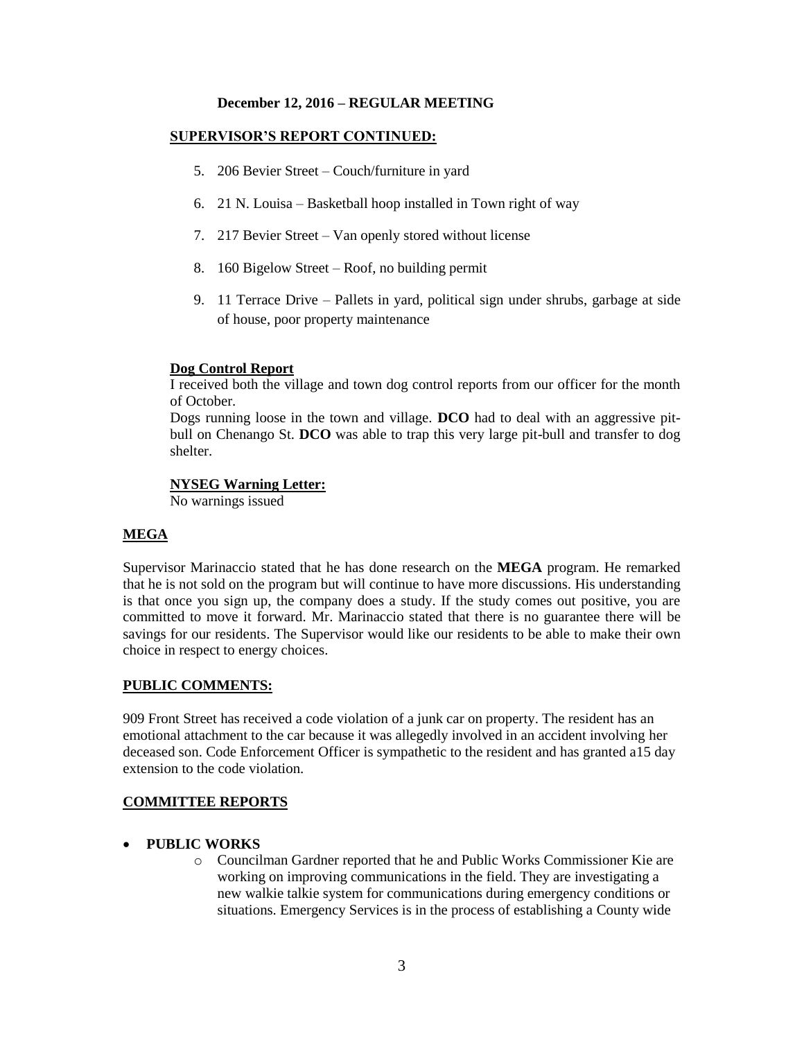**December 12, 2016 – REGULAR MEETING**

## SUPERVISOR'S REPORT CONTINUED:

5. 206 Bevier Street – Couch/furniture in yard
6. 21 N. Louisa – Basketball hoop installed in Town right of way
7. 217 Bevier Street – Van openly stored without license
8. 160 Bigelow Street – Roof, no building permit
9. 11 Terrace Drive – Pallets in yard, political sign under shrubs, garbage at side of house, poor property maintenance

**Dog Control Report**

I received both the village and town dog control reports from our officer for the month of October.

Dogs running loose in the town and village. **DCO** had to deal with an aggressive pit-bull on Chenango St. **DCO** was able to trap this very large pit-bull and transfer to dog shelter.

**NYSEG Warning Letter:**

No warnings issued

## MEGA

Supervisor Marinaccio stated that he has done research on the **MEGA** program. He remarked that he is not sold on the program but will continue to have more discussions. His understanding is that once you sign up, the company does a study. If the study comes out positive, you are committed to move it forward. Mr. Marinaccio stated that there is no guarantee there will be savings for our residents. The Supervisor would like our residents to be able to make their own choice in respect to energy choices.

## PUBLIC COMMENTS:

909 Front Street has received a code violation of a junk car on property. The resident has an emotional attachment to the car because it was allegedly involved in an accident involving her deceased son. Code Enforcement Officer is sympathetic to the resident and has granted a15 day extension to the code violation.

## COMMITTEE REPORTS

- **PUBLIC WORKS**
  - Councilman Gardner reported that he and Public Works Commissioner Kie are working on improving communications in the field. They are investigating a new walkie talkie system for communications during emergency conditions or situations. Emergency Services is in the process of establishing a County wide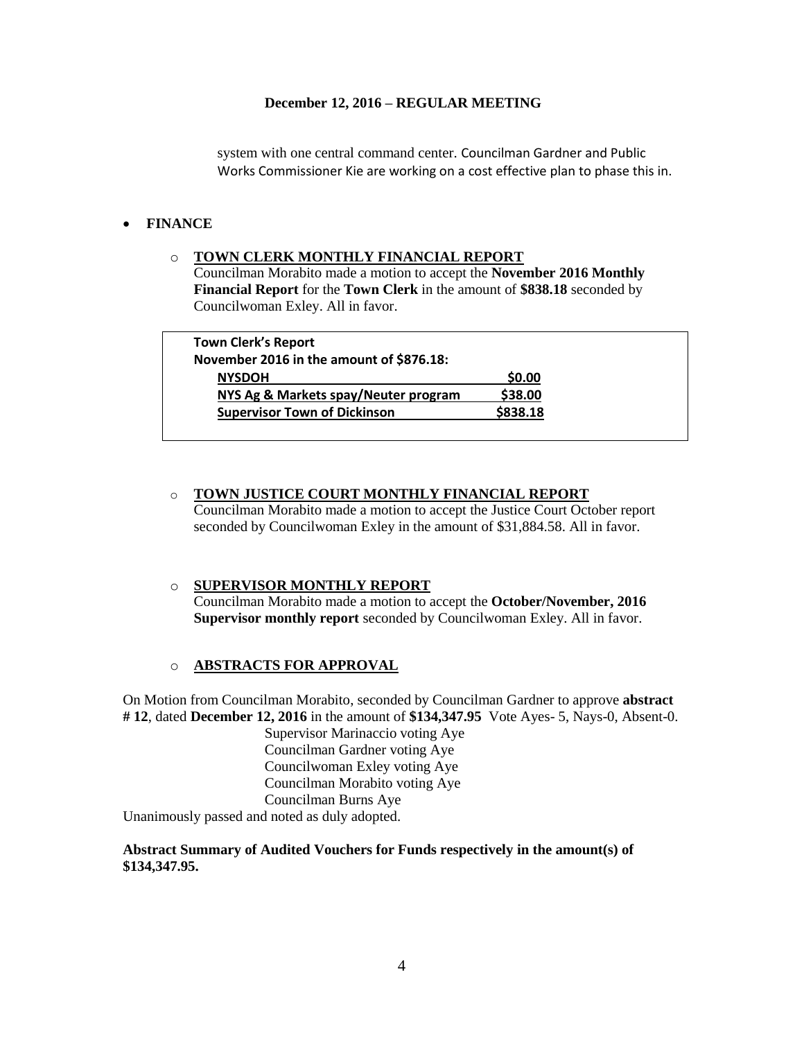system with one central command center. Councilman Gardner and Public Works Commissioner Kie are working on a cost effective plan to phase this in.

- **FINANCE**

  - **TOWN CLERK MONTHLY FINANCIAL REPORT**
    Councilman Morabito made a motion to accept the **November 2016 Monthly Financial Report** for the **Town Clerk** in the amount of **$838.18** seconded by Councilwoman Exley. All in favor.

| **Town Clerk's Report** | |
|---|---|
| **November 2016 in the amount of $876.18:** | |
| **NYSDOH** | **$0.00** |
| **NYS Ag & Markets spay/Neuter program** | **$38.00** |
| **Supervisor Town of Dickinson** | **$838.18** |

  - **TOWN JUSTICE COURT MONTHLY FINANCIAL REPORT**
    Councilman Morabito made a motion to accept the Justice Court October report seconded by Councilwoman Exley in the amount of $31,884.58. All in favor.

  - **SUPERVISOR MONTHLY REPORT**
    Councilman Morabito made a motion to accept the **October/November, 2016 Supervisor monthly report** seconded by Councilwoman Exley. All in favor.

  - **ABSTRACTS FOR APPROVAL**

On Motion from Councilman Morabito, seconded by Councilman Gardner to approve **abstract # 12**, dated **December 12, 2016** in the amount of **$134,347.95** Vote Ayes- 5, Nays-0, Absent-0.

Supervisor Marinaccio voting Aye
Councilman Gardner voting Aye
Councilwoman Exley voting Aye
Councilman Morabito voting Aye
Councilman Burns Aye

Unanimously passed and noted as duly adopted.

**Abstract Summary of Audited Vouchers for Funds respectively in the amount(s) of $134,347.95.**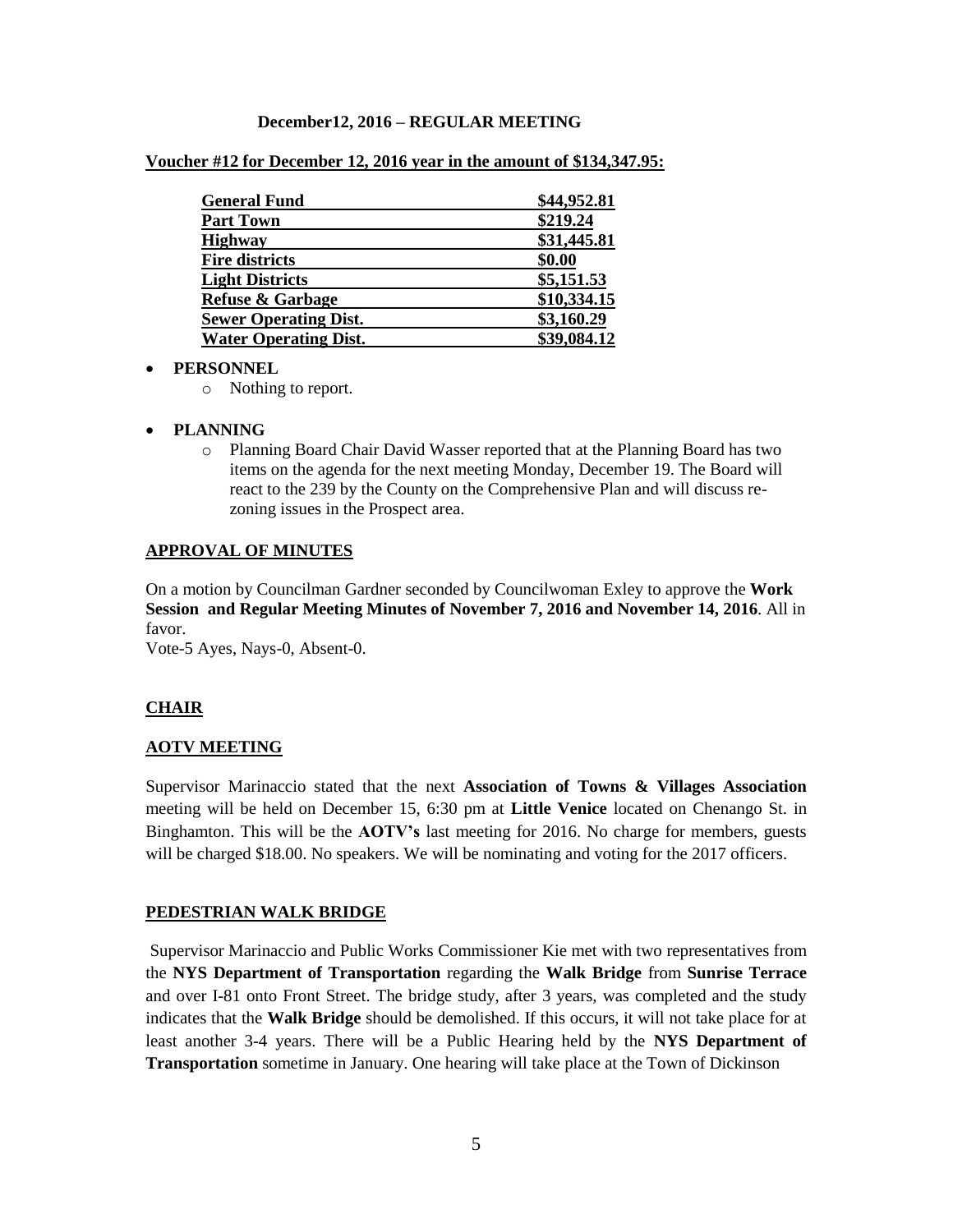**December12, 2016 – REGULAR MEETING**

**Voucher #12 for December 12, 2016 year in the amount of $134,347.95:**

| | |
|---|---|
| **General Fund** | **$44,952.81** |
| **Part Town** | **$219.24** |
| **Highway** | **$31,445.81** |
| **Fire districts** | **$0.00** |
| **Light Districts** | **$5,151.53** |
| **Refuse & Garbage** | **$10,334.15** |
| **Sewer Operating Dist.** | **$3,160.29** |
| **Water Operating Dist.** | **$39,084.12** |

- **PERSONNEL**
  - Nothing to report.

- **PLANNING**
  - Planning Board Chair David Wasser reported that at the Planning Board has two items on the agenda for the next meeting Monday, December 19. The Board will react to the 239 by the County on the Comprehensive Plan and will discuss re-zoning issues in the Prospect area.

**APPROVAL OF MINUTES**

On a motion by Councilman Gardner seconded by Councilwoman Exley to approve the **Work Session and Regular Meeting Minutes of November 7, 2016 and November 14, 2016**. All in favor.
Vote-5 Ayes, Nays-0, Absent-0.

**CHAIR**

**AOTV MEETING**

Supervisor Marinaccio stated that the next **Association of Towns & Villages Association** meeting will be held on December 15, 6:30 pm at **Little Venice** located on Chenango St. in Binghamton. This will be the **AOTV's** last meeting for 2016. No charge for members, guests will be charged $18.00. No speakers. We will be nominating and voting for the 2017 officers.

**PEDESTRIAN WALK BRIDGE**

Supervisor Marinaccio and Public Works Commissioner Kie met with two representatives from the **NYS Department of Transportation** regarding the **Walk Bridge** from **Sunrise Terrace** and over I-81 onto Front Street. The bridge study, after 3 years, was completed and the study indicates that the **Walk Bridge** should be demolished. If this occurs, it will not take place for at least another 3-4 years. There will be a Public Hearing held by the **NYS Department of Transportation** sometime in January. One hearing will take place at the Town of Dickinson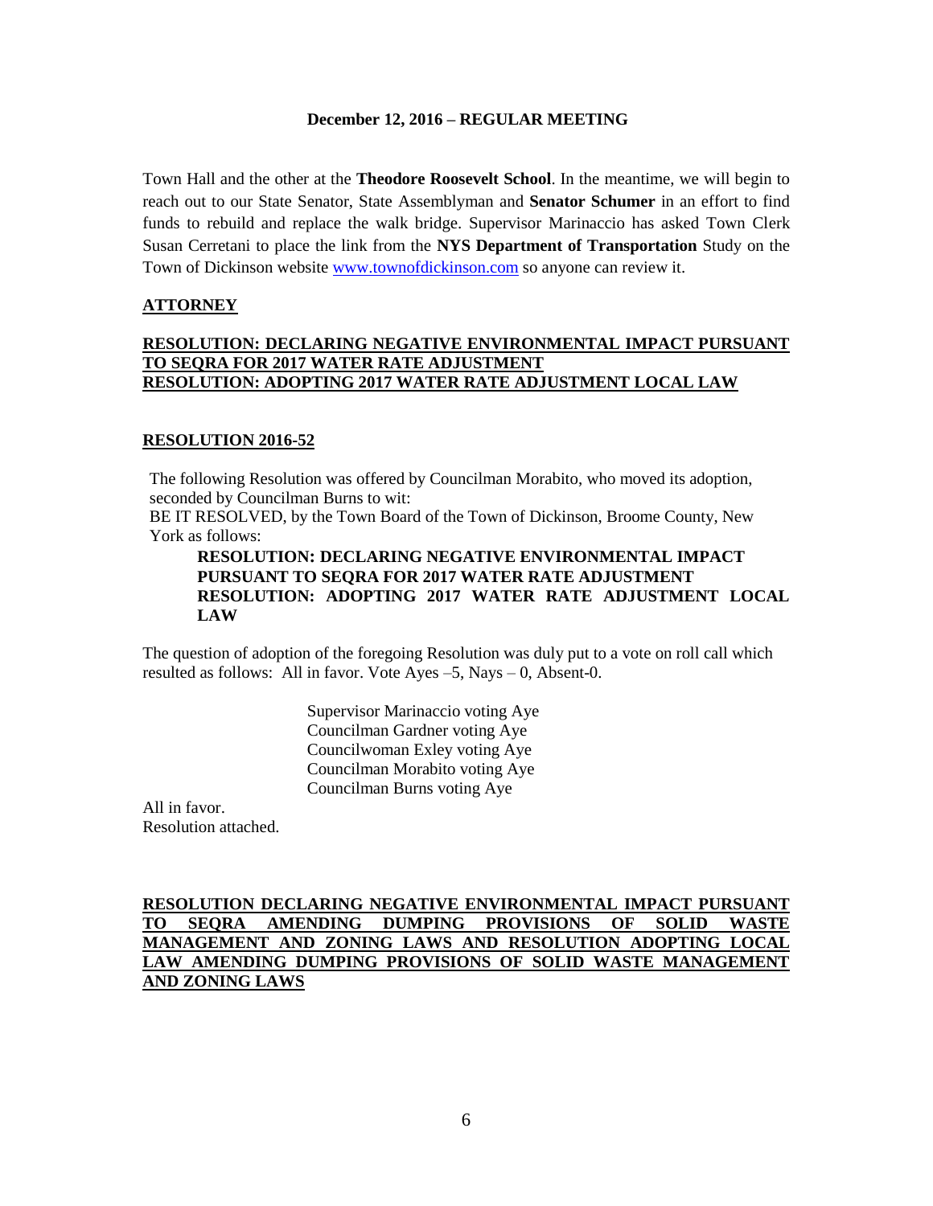Town Hall and the other at the **Theodore Roosevelt School**. In the meantime, we will begin to reach out to our State Senator, State Assemblyman and **Senator Schumer** in an effort to find funds to rebuild and replace the walk bridge. Supervisor Marinaccio has asked Town Clerk Susan Cerretani to place the link from the **NYS Department of Transportation** Study on the Town of Dickinson website www.townofdickinson.com so anyone can review it.

**ATTORNEY**

**RESOLUTION: DECLARING NEGATIVE ENVIRONMENTAL IMPACT PURSUANT TO SEQRA FOR 2017 WATER RATE ADJUSTMENT**
**RESOLUTION: ADOPTING 2017 WATER RATE ADJUSTMENT LOCAL LAW**

**RESOLUTION 2016-52**

The following Resolution was offered by Councilman Morabito, who moved its adoption, seconded by Councilman Burns to wit:
BE IT RESOLVED, by the Town Board of the Town of Dickinson, Broome County, New York as follows:

> **RESOLUTION: DECLARING NEGATIVE ENVIRONMENTAL IMPACT PURSUANT TO SEQRA FOR 2017 WATER RATE ADJUSTMENT**
> **RESOLUTION: ADOPTING 2017 WATER RATE ADJUSTMENT LOCAL LAW**

The question of adoption of the foregoing Resolution was duly put to a vote on roll call which resulted as follows: All in favor. Vote Ayes –5, Nays – 0, Absent-0.

Supervisor Marinaccio voting Aye
Councilman Gardner voting Aye
Councilwoman Exley voting Aye
Councilman Morabito voting Aye
Councilman Burns voting Aye

All in favor.
Resolution attached.

**RESOLUTION DECLARING NEGATIVE ENVIRONMENTAL IMPACT PURSUANT TO SEQRA AMENDING DUMPING PROVISIONS OF SOLID WASTE MANAGEMENT AND ZONING LAWS AND RESOLUTION ADOPTING LOCAL LAW AMENDING DUMPING PROVISIONS OF SOLID WASTE MANAGEMENT AND ZONING LAWS**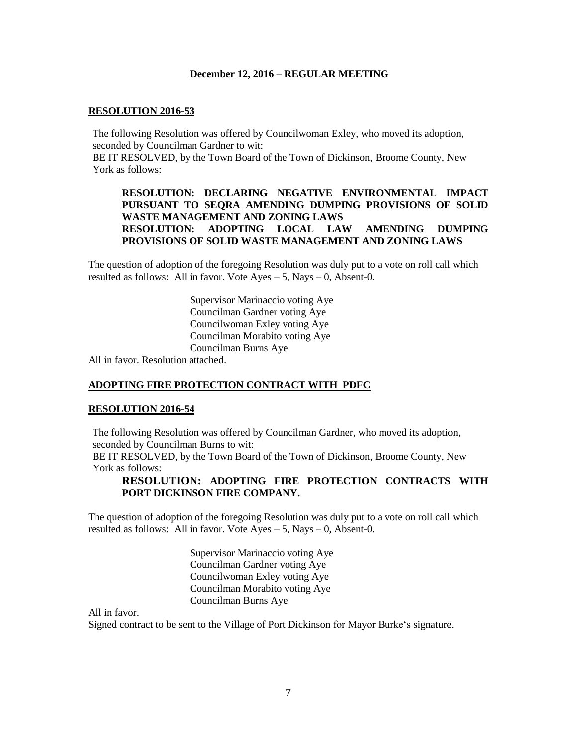**December 12, 2016 – REGULAR MEETING**

**RESOLUTION 2016-53**

The following Resolution was offered by Councilwoman Exley, who moved its adoption, seconded by Councilman Gardner to wit:
BE IT RESOLVED, by the Town Board of the Town of Dickinson, Broome County, New York as follows:

> **RESOLUTION: DECLARING NEGATIVE ENVIRONMENTAL IMPACT PURSUANT TO SEQRA AMENDING DUMPING PROVISIONS OF SOLID WASTE MANAGEMENT AND ZONING LAWS**
> **RESOLUTION: ADOPTING LOCAL LAW AMENDING DUMPING PROVISIONS OF SOLID WASTE MANAGEMENT AND ZONING LAWS**

The question of adoption of the foregoing Resolution was duly put to a vote on roll call which resulted as follows: All in favor. Vote Ayes – 5, Nays – 0, Absent-0.

Supervisor Marinaccio voting Aye
Councilman Gardner voting Aye
Councilwoman Exley voting Aye
Councilman Morabito voting Aye
Councilman Burns Aye

All in favor. Resolution attached.

**ADOPTING FIRE PROTECTION CONTRACT WITH PDFC**

**RESOLUTION 2016-54**

The following Resolution was offered by Councilman Gardner, who moved its adoption, seconded by Councilman Burns to wit:
BE IT RESOLVED, by the Town Board of the Town of Dickinson, Broome County, New York as follows:

> **RESOLUTION: ADOPTING FIRE PROTECTION CONTRACTS WITH PORT DICKINSON FIRE COMPANY.**

The question of adoption of the foregoing Resolution was duly put to a vote on roll call which resulted as follows: All in favor. Vote Ayes – 5, Nays – 0, Absent-0.

Supervisor Marinaccio voting Aye
Councilman Gardner voting Aye
Councilwoman Exley voting Aye
Councilman Morabito voting Aye
Councilman Burns Aye

All in favor.
Signed contract to be sent to the Village of Port Dickinson for Mayor Burke's signature.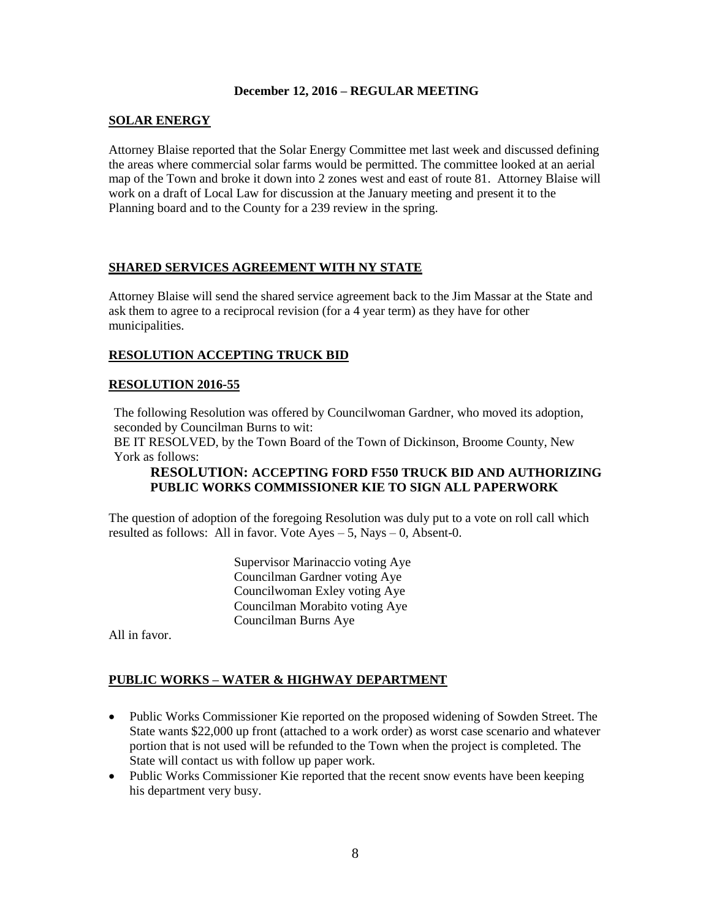**December 12, 2016 – REGULAR MEETING**

**SOLAR ENERGY**

Attorney Blaise reported that the Solar Energy Committee met last week and discussed defining the areas where commercial solar farms would be permitted. The committee looked at an aerial map of the Town and broke it down into 2 zones west and east of route 81. Attorney Blaise will work on a draft of Local Law for discussion at the January meeting and present it to the Planning board and to the County for a 239 review in the spring.

**SHARED SERVICES AGREEMENT WITH NY STATE**

Attorney Blaise will send the shared service agreement back to the Jim Massar at the State and ask them to agree to a reciprocal revision (for a 4 year term) as they have for other municipalities.

**RESOLUTION ACCEPTING TRUCK BID**

**RESOLUTION 2016-55**

The following Resolution was offered by Councilwoman Gardner, who moved its adoption, seconded by Councilman Burns to wit:
BE IT RESOLVED, by the Town Board of the Town of Dickinson, Broome County, New York as follows:

**RESOLUTION: ACCEPTING FORD F550 TRUCK BID AND AUTHORIZING PUBLIC WORKS COMMISSIONER KIE TO SIGN ALL PAPERWORK**

The question of adoption of the foregoing Resolution was duly put to a vote on roll call which resulted as follows: All in favor. Vote Ayes – 5, Nays – 0, Absent-0.

Supervisor Marinaccio voting Aye
Councilman Gardner voting Aye
Councilwoman Exley voting Aye
Councilman Morabito voting Aye
Councilman Burns Aye

All in favor.

**PUBLIC WORKS – WATER & HIGHWAY DEPARTMENT**

- Public Works Commissioner Kie reported on the proposed widening of Sowden Street. The State wants $22,000 up front (attached to a work order) as worst case scenario and whatever portion that is not used will be refunded to the Town when the project is completed. The State will contact us with follow up paper work.
- Public Works Commissioner Kie reported that the recent snow events have been keeping his department very busy.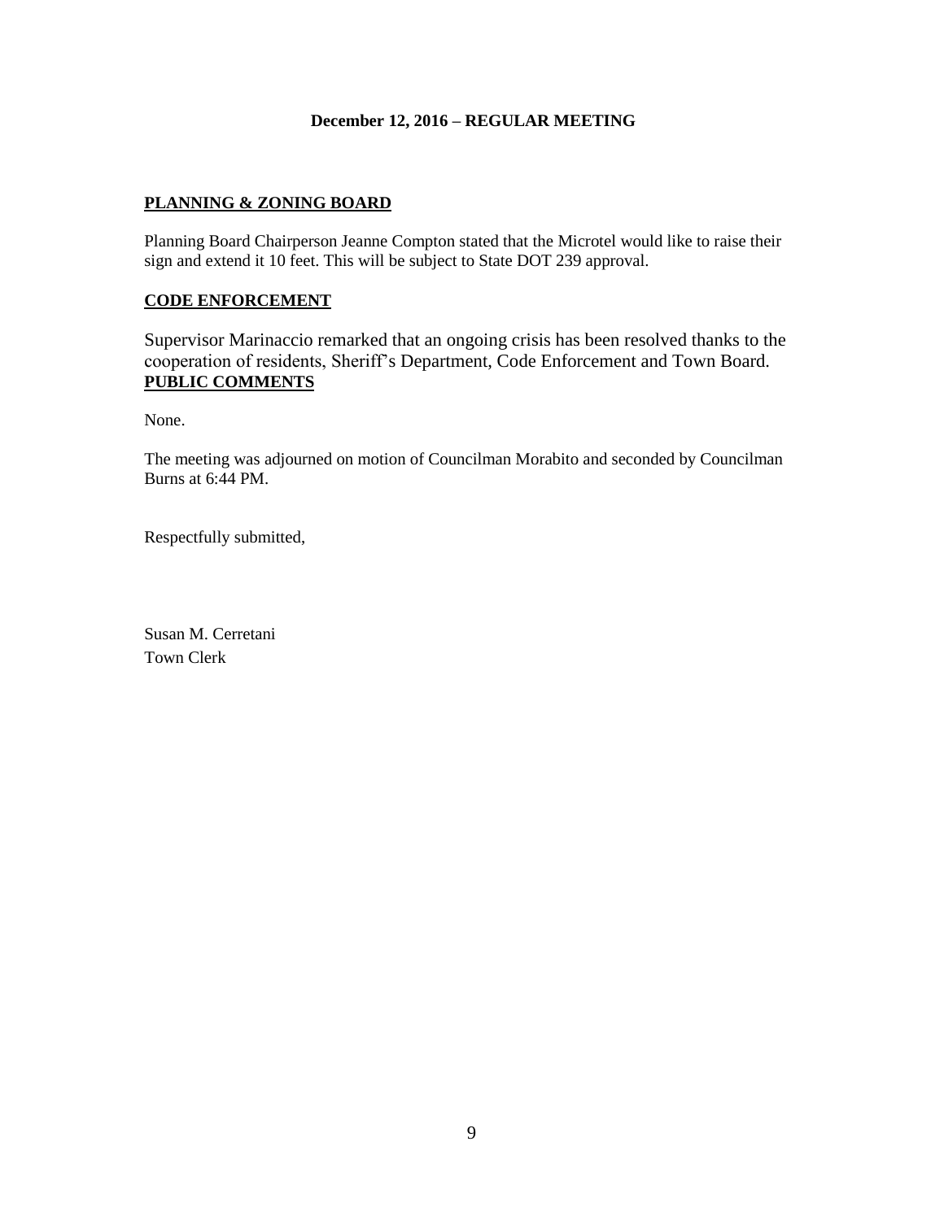**December 12, 2016 – REGULAR MEETING**

**PLANNING & ZONING BOARD**

Planning Board Chairperson Jeanne Compton stated that the Microtel would like to raise their sign and extend it 10 feet. This will be subject to State DOT 239 approval.

**CODE ENFORCEMENT**

Supervisor Marinaccio remarked that an ongoing crisis has been resolved thanks to the cooperation of residents, Sheriff's Department, Code Enforcement and Town Board.

**PUBLIC COMMENTS**

None.

The meeting was adjourned on motion of Councilman Morabito and seconded by Councilman Burns at 6:44 PM.

Respectfully submitted,

Susan M. Cerretani
Town Clerk